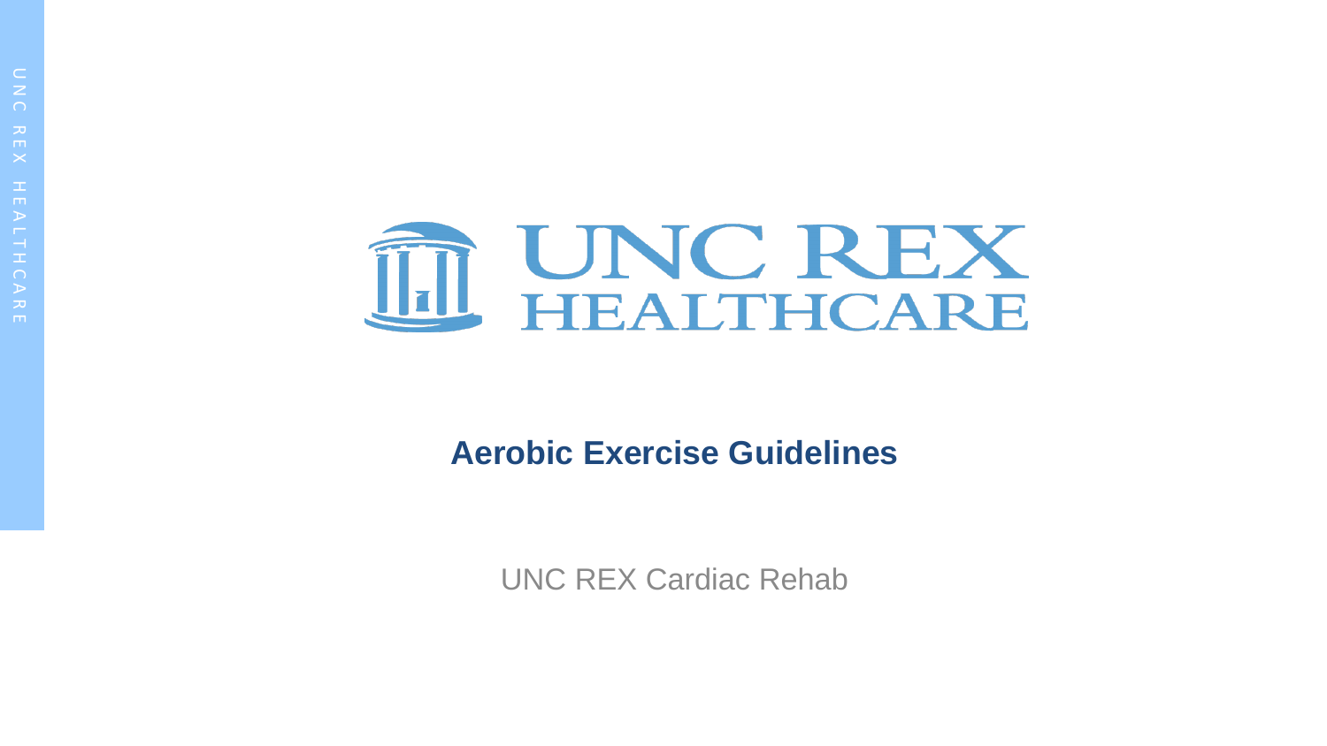UNC REX HEALTHCARE

# Aerobic Exercise Guidelines

UNC REX Cardiac Rehab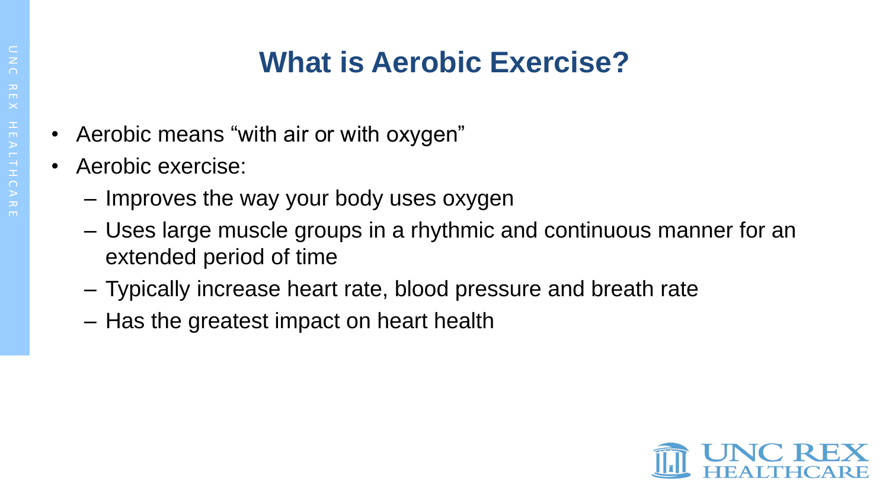# What is Aerobic Exercise?

- Aerobic means “with air or with oxygen”
- Aerobic exercise:
  - Improves the way your body uses oxygen
  - Uses large muscle groups in a rhythmic and continuous manner for an extended period of time
  - Typically increase heart rate, blood pressure and breath rate
  - Has the greatest impact on heart health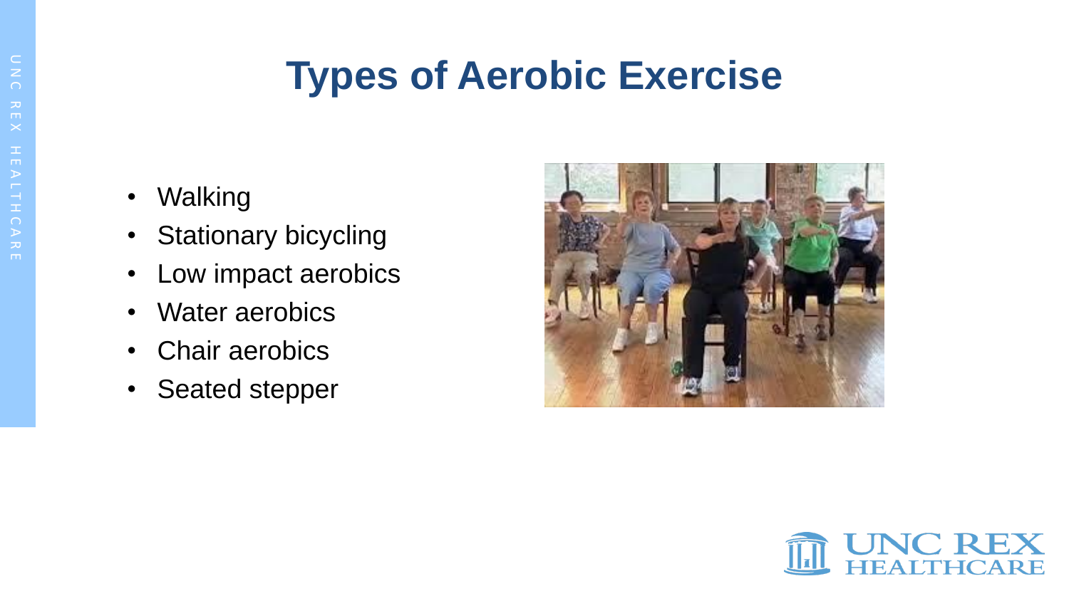# Types of Aerobic Exercise

- Walking
- Stationary bicycling
- Low impact aerobics
- Water aerobics
- Chair aerobics
- Seated stepper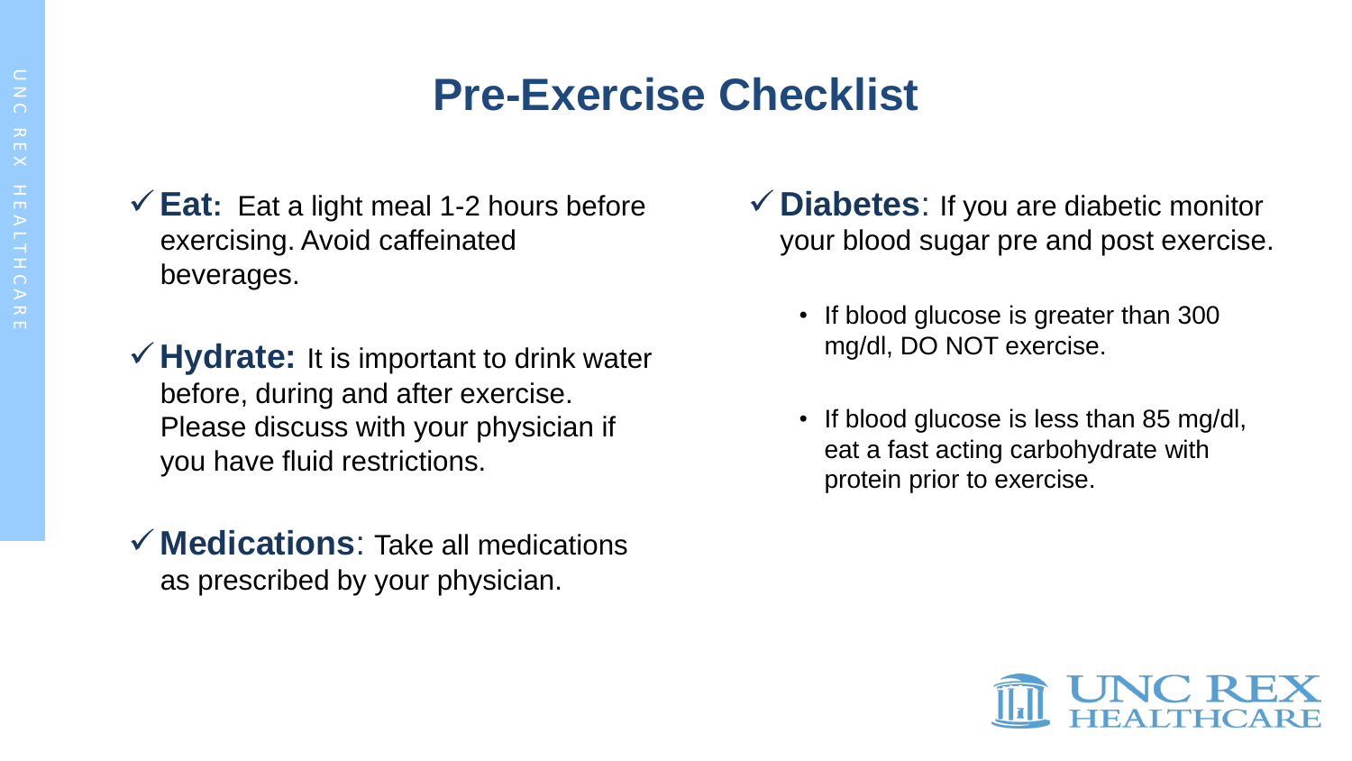# Pre-Exercise Checklist

- ✓ **Eat:** Eat a light meal 1-2 hours before exercising. Avoid caffeinated beverages.

- ✓ **Hydrate:** It is important to drink water before, during and after exercise. Please discuss with your physician if you have fluid restrictions.

- ✓ **Medications**: Take all medications as prescribed by your physician.

- ✓ **Diabetes**: If you are diabetic monitor your blood sugar pre and post exercise.

  - If blood glucose is greater than 300 mg/dl, DO NOT exercise.

  - If blood glucose is less than 85 mg/dl, eat a fast acting carbohydrate with protein prior to exercise.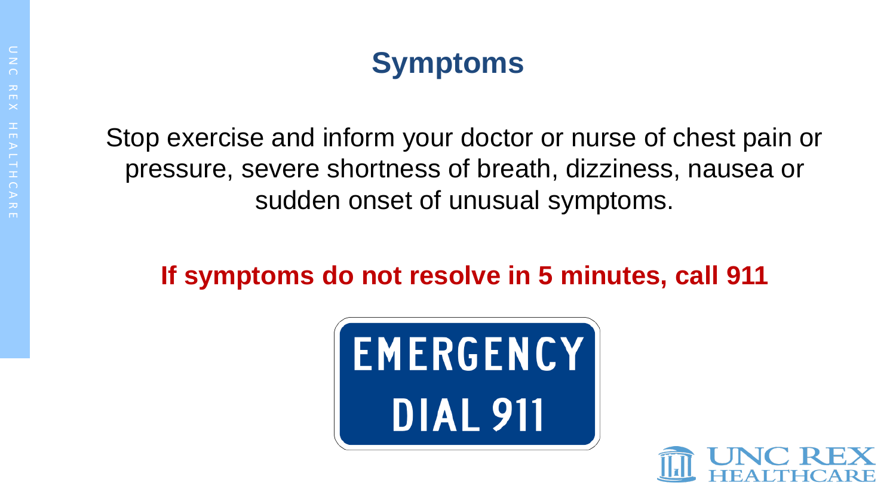# Symptoms

Stop exercise and inform your doctor or nurse of chest pain or pressure, severe shortness of breath, dizziness, nausea or sudden onset of unusual symptoms.

**If symptoms do not resolve in 5 minutes, call 911**

EMERGENCY
DIAL 911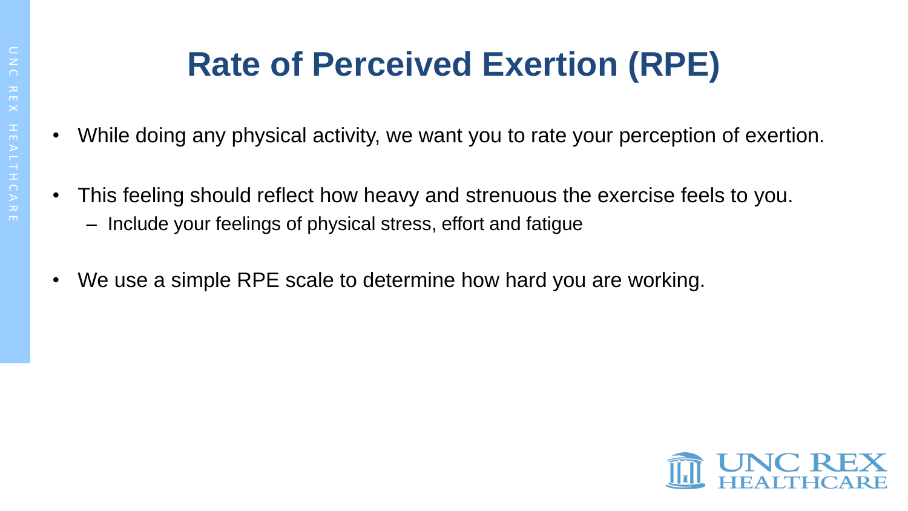# Rate of Perceived Exertion (RPE)

- While doing any physical activity, we want you to rate your perception of exertion.
- This feeling should reflect how heavy and strenuous the exercise feels to you.
  - Include your feelings of physical stress, effort and fatigue
- We use a simple RPE scale to determine how hard you are working.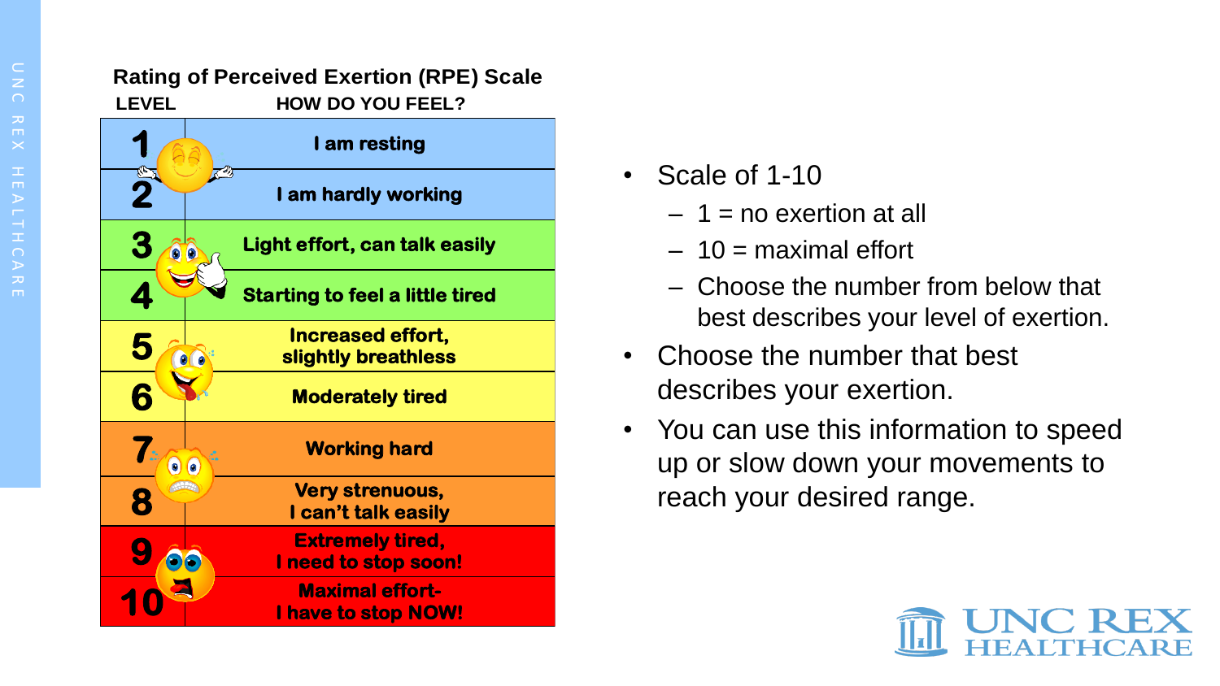## Rating of Perceived Exertion (RPE) Scale

| LEVEL | HOW DO YOU FEEL? |
| --- | --- |
| 1 | I am resting |
| 2 | I am hardly working |
| 3 | Light effort, can talk easily |
| 4 | Starting to feel a little tired |
| 5 | Increased effort, slightly breathless |
| 6 | Moderately tired |
| 7 | Working hard |
| 8 | Very strenuous, I can't talk easily |
| 9 | Extremely tired, I need to stop soon! |
| 10 | Maximal effort- I have to stop NOW! |

- Scale of 1-10
  - 1 = no exertion at all
  - 10 = maximal effort
  - Choose the number from below that best describes your level of exertion.
- Choose the number that best describes your exertion.
- You can use this information to speed up or slow down your movements to reach your desired range.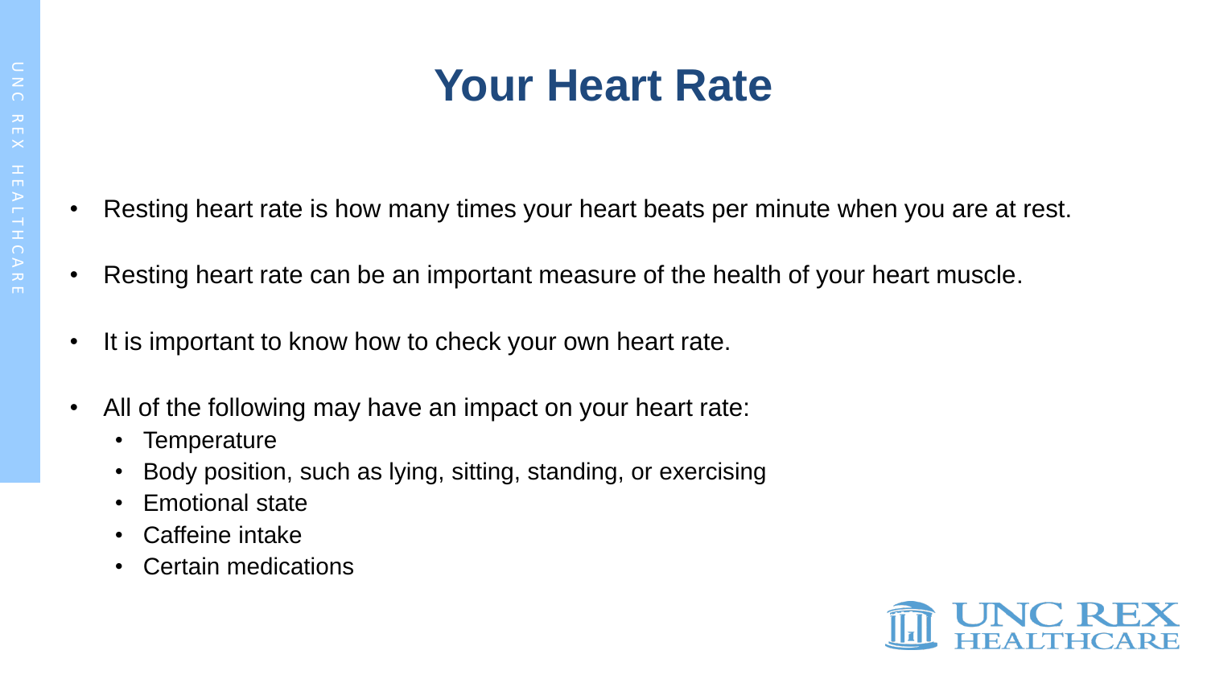# Your Heart Rate

- Resting heart rate is how many times your heart beats per minute when you are at rest.
- Resting heart rate can be an important measure of the health of your heart muscle.
- It is important to know how to check your own heart rate.
- All of the following may have an impact on your heart rate:
  - Temperature
  - Body position, such as lying, sitting, standing, or exercising
  - Emotional state
  - Caffeine intake
  - Certain medications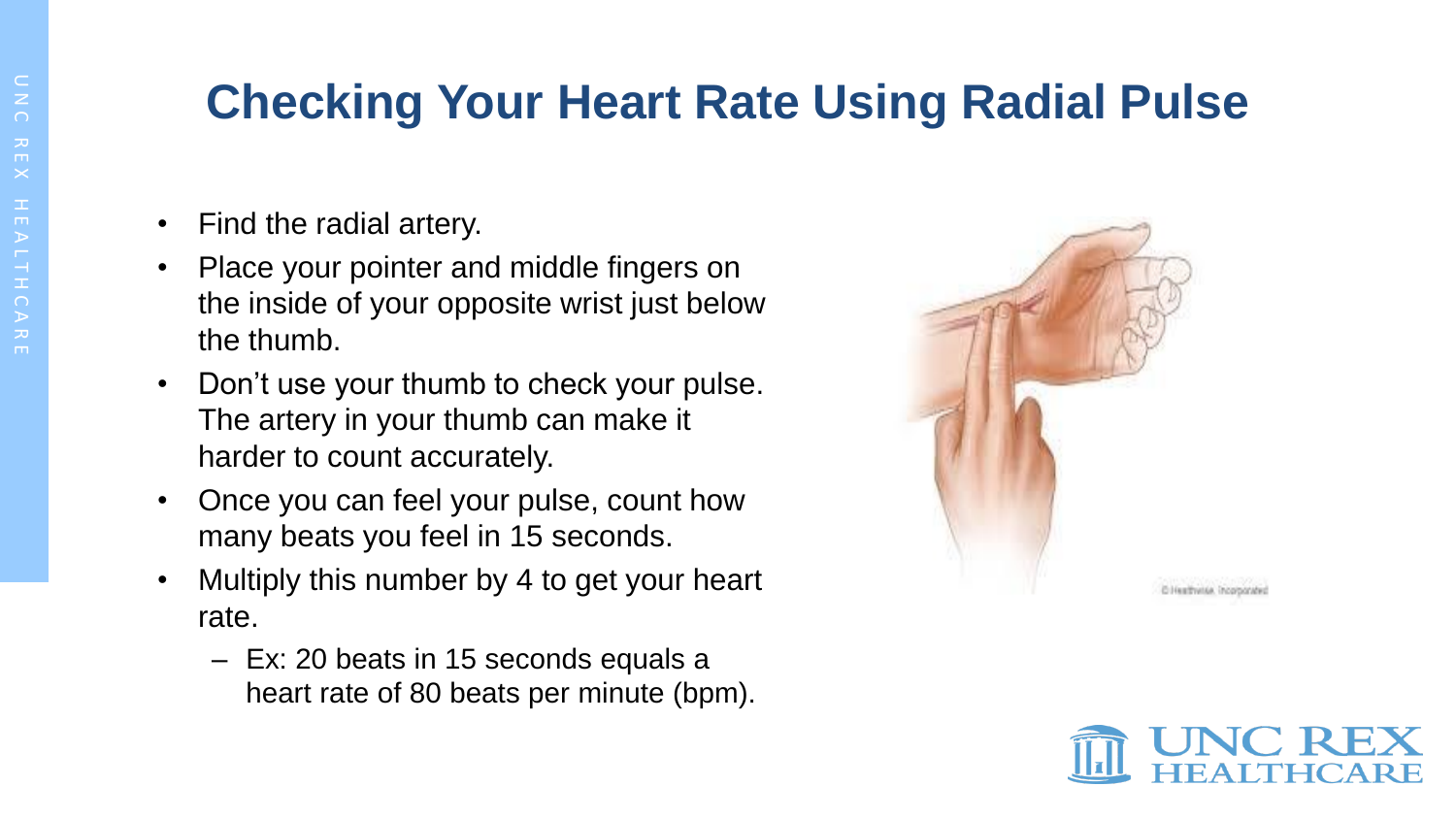# Checking Your Heart Rate Using Radial Pulse

- Find the radial artery.
- Place your pointer and middle fingers on the inside of your opposite wrist just below the thumb.
- Don't use your thumb to check your pulse. The artery in your thumb can make it harder to count accurately.
- Once you can feel your pulse, count how many beats you feel in 15 seconds.
- Multiply this number by 4 to get your heart rate.
  - Ex: 20 beats in 15 seconds equals a heart rate of 80 beats per minute (bpm).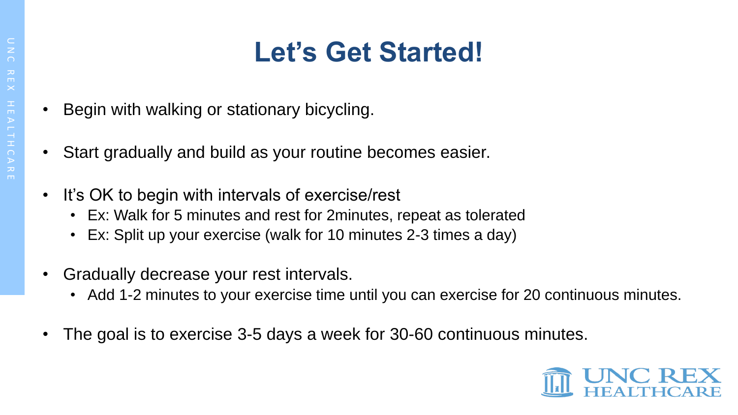# Let's Get Started!

- Begin with walking or stationary bicycling.
- Start gradually and build as your routine becomes easier.
- It's OK to begin with intervals of exercise/rest
  - Ex: Walk for 5 minutes and rest for 2minutes, repeat as tolerated
  - Ex: Split up your exercise (walk for 10 minutes 2-3 times a day)
- Gradually decrease your rest intervals.
  - Add 1-2 minutes to your exercise time until you can exercise for 20 continuous minutes.
- The goal is to exercise 3-5 days a week for 30-60 continuous minutes.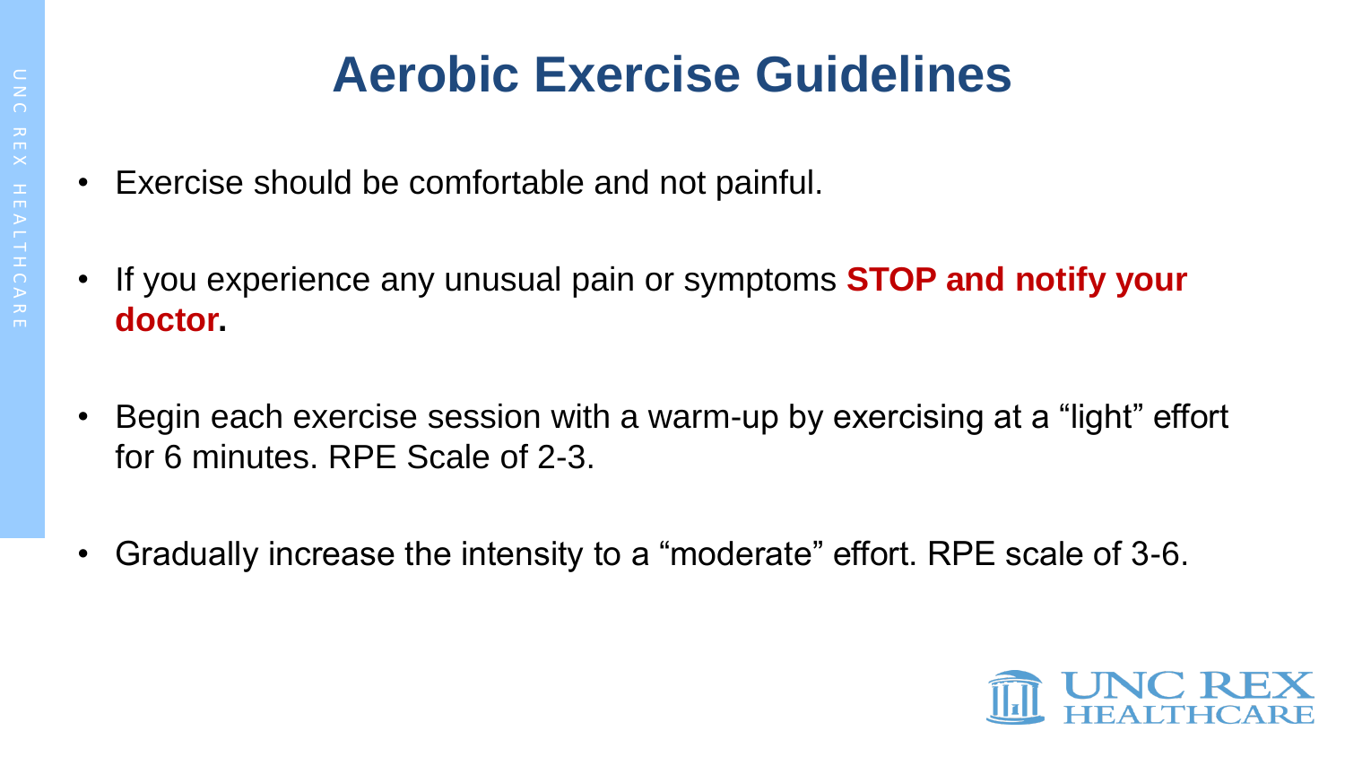# Aerobic Exercise Guidelines

- Exercise should be comfortable and not painful.
- If you experience any unusual pain or symptoms **STOP and notify your doctor.**
- Begin each exercise session with a warm-up by exercising at a “light” effort for 6 minutes. RPE Scale of 2-3.
- Gradually increase the intensity to a “moderate” effort. RPE scale of 3-6.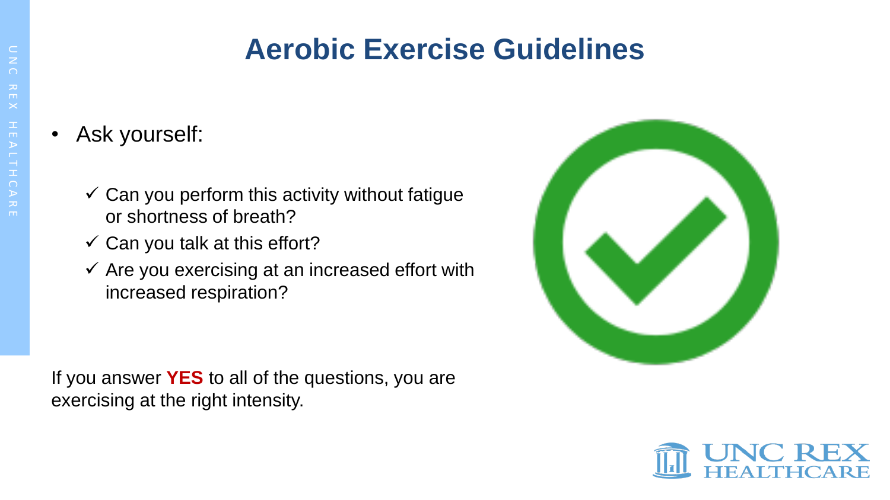# Aerobic Exercise Guidelines

- Ask yourself:
  - ✓ Can you perform this activity without fatigue or shortness of breath?
  - ✓ Can you talk at this effort?
  - ✓ Are you exercising at an increased effort with increased respiration?

If you answer **YES** to all of the questions, you are exercising at the right intensity.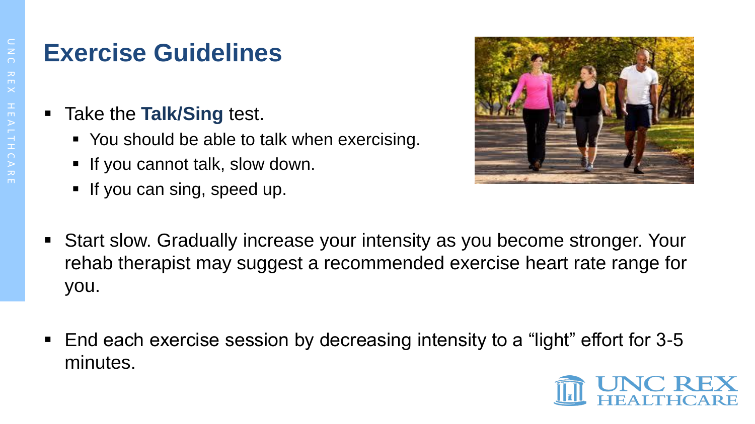# Exercise Guidelines

- Take the **Talk/Sing** test.
  - You should be able to talk when exercising.
  - If you cannot talk, slow down.
  - If you can sing, speed up.

- Start slow. Gradually increase your intensity as you become stronger. Your rehab therapist may suggest a recommended exercise heart rate range for you.

- End each exercise session by decreasing intensity to a "light" effort for 3-5 minutes.